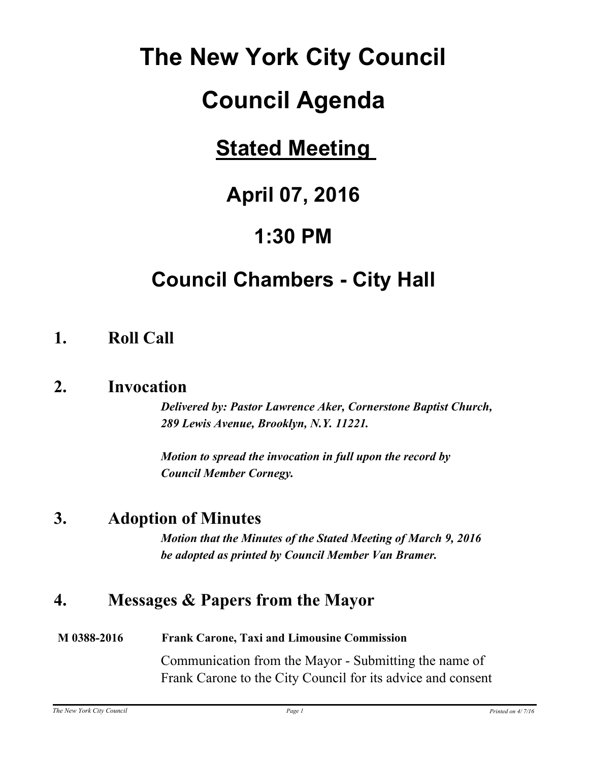# The New York City Council

# Council Agenda

## Stated Meeting

## April 07, 2016

## 1:30 PM

## Council Chambers - City Hall

### 1. Roll Call

### 2. Invocation

***Delivered by: Pastor Lawrence Aker, Cornerstone Baptist Church, 289 Lewis Avenue, Brooklyn, N.Y. 11221.***

***Motion to spread the invocation in full upon the record by Council Member Cornegy.***

### 3. Adoption of Minutes

***Motion that the Minutes of the Stated Meeting of March 9, 2016 be adopted as printed by Council Member Van Bramer.***

### 4. Messages & Papers from the Mayor

**M 0388-2016** **Frank Carone, Taxi and Limousine Commission**

Communication from the Mayor - Submitting the name of Frank Carone to the City Council for its advice and consent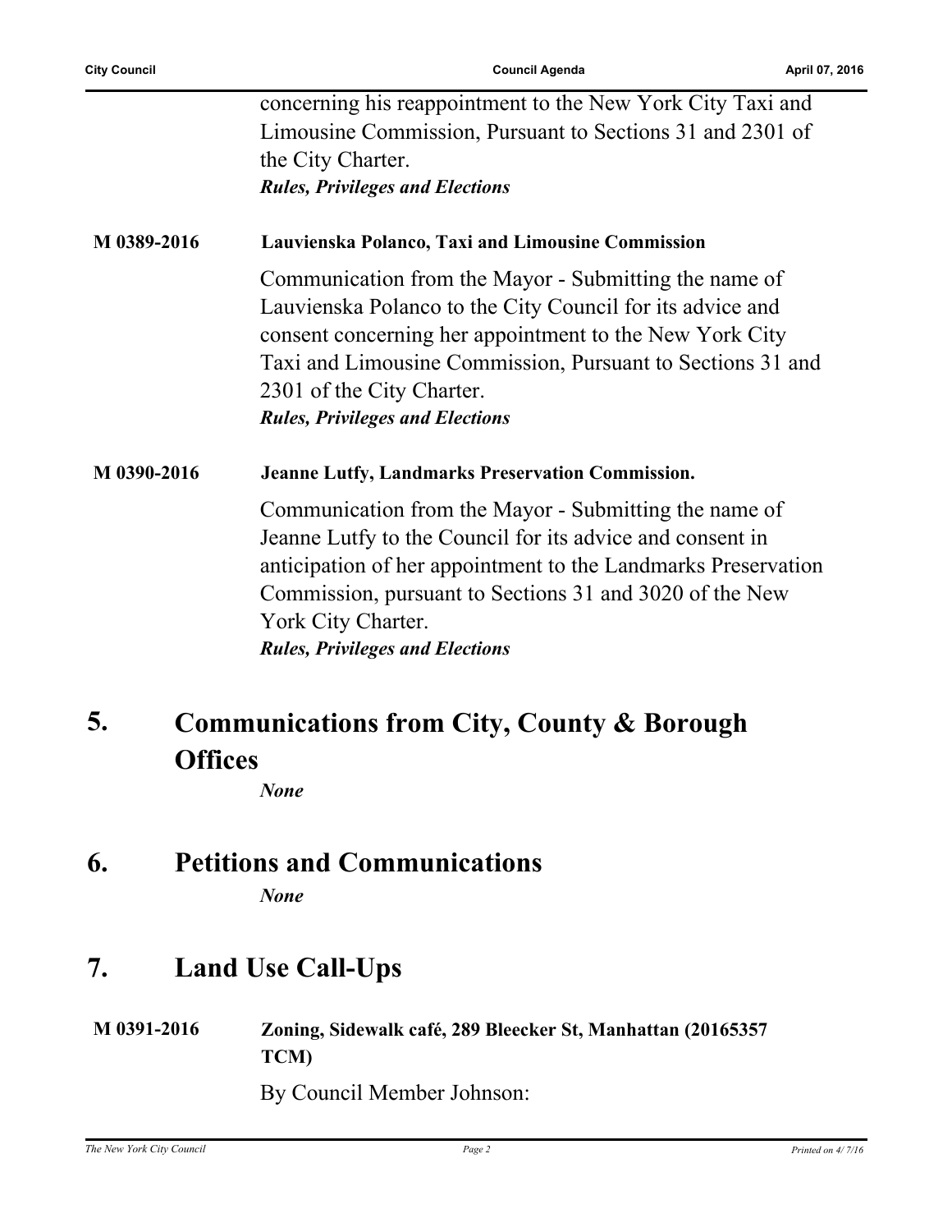concerning his reappointment to the New York City Taxi and Limousine Commission, Pursuant to Sections 31 and 2301 of the City Charter.
***Rules, Privileges and Elections***

**M 0389-2016** **Lauvienska Polanco, Taxi and Limousine Commission**

Communication from the Mayor - Submitting the name of Lauvienska Polanco to the City Council for its advice and consent concerning her appointment to the New York City Taxi and Limousine Commission, Pursuant to Sections 31 and 2301 of the City Charter.
***Rules, Privileges and Elections***

**M 0390-2016** **Jeanne Lutfy, Landmarks Preservation Commission.**

Communication from the Mayor - Submitting the name of Jeanne Lutfy to the Council for its advice and consent in anticipation of her appointment to the Landmarks Preservation Commission, pursuant to Sections 31 and 3020 of the New York City Charter.
***Rules, Privileges and Elections***

## 5. Communications from City, County & Borough Offices

***None***

## 6. Petitions and Communications

***None***

## 7. Land Use Call-Ups

**M 0391-2016** **Zoning, Sidewalk café, 289 Bleecker St, Manhattan (20165357 TCM)**

By Council Member Johnson: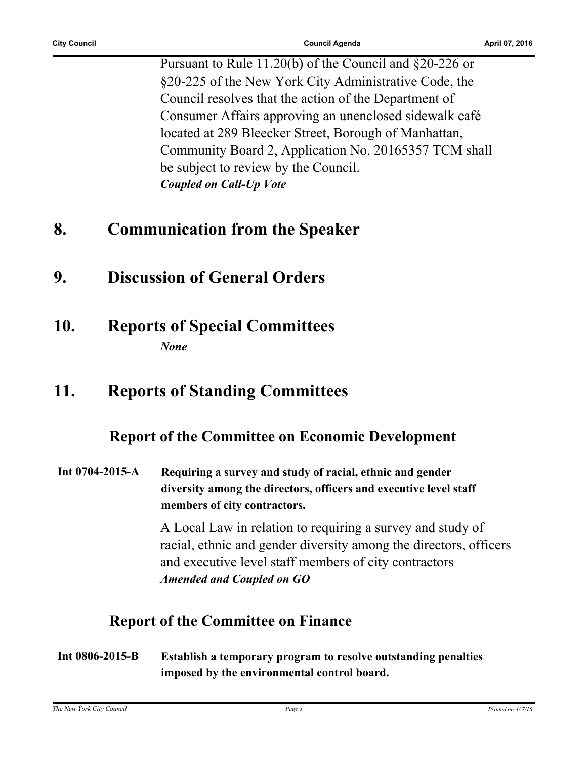Pursuant to Rule 11.20(b) of the Council and §20-226 or §20-225 of the New York City Administrative Code, the Council resolves that the action of the Department of Consumer Affairs approving an unenclosed sidewalk café located at 289 Bleecker Street, Borough of Manhattan, Community Board 2, Application No. 20165357 TCM shall be subject to review by the Council.

***Coupled on Call-Up Vote***

# 8. Communication from the Speaker

# 9. Discussion of General Orders

# 10. Reports of Special Committees

***None***

# 11. Reports of Standing Committees

## Report of the Committee on Economic Development

**Int 0704-2015-A** **Requiring a survey and study of racial, ethnic and gender diversity among the directors, officers and executive level staff members of city contractors.**

A Local Law in relation to requiring a survey and study of racial, ethnic and gender diversity among the directors, officers and executive level staff members of city contractors

***Amended and Coupled on GO***

## Report of the Committee on Finance

**Int 0806-2015-B** **Establish a temporary program to resolve outstanding penalties imposed by the environmental control board.**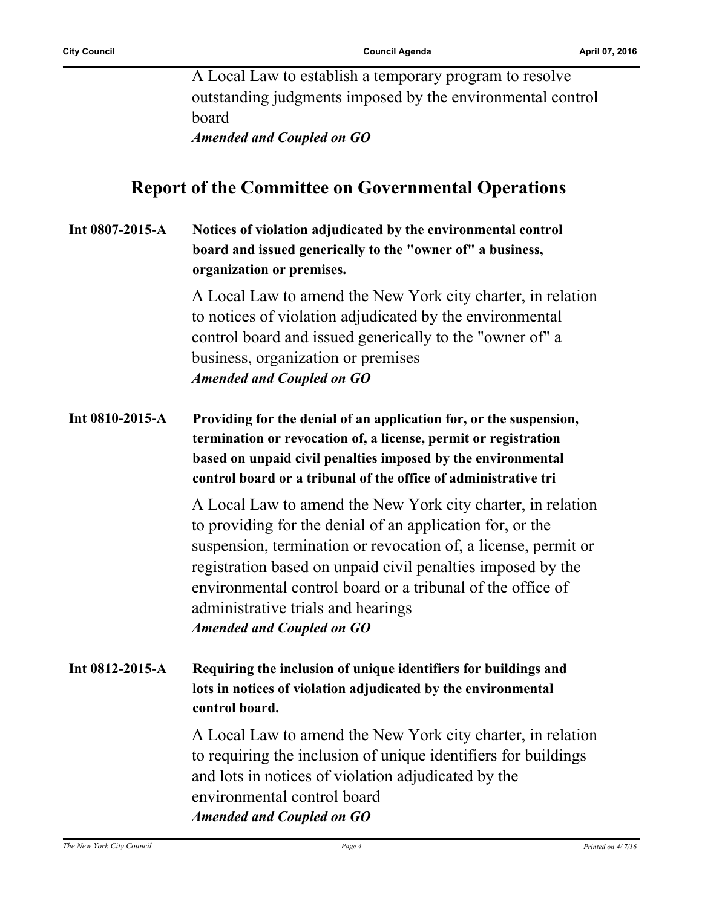A Local Law to establish a temporary program to resolve outstanding judgments imposed by the environmental control board

***Amended and Coupled on GO***

## Report of the Committee on Governmental Operations

**Int 0807-2015-A** **Notices of violation adjudicated by the environmental control board and issued generically to the "owner of" a business, organization or premises.**

A Local Law to amend the New York city charter, in relation to notices of violation adjudicated by the environmental control board and issued generically to the "owner of" a business, organization or premises

***Amended and Coupled on GO***

**Int 0810-2015-A** **Providing for the denial of an application for, or the suspension, termination or revocation of, a license, permit or registration based on unpaid civil penalties imposed by the environmental control board or a tribunal of the office of administrative tri**

A Local Law to amend the New York city charter, in relation to providing for the denial of an application for, or the suspension, termination or revocation of, a license, permit or registration based on unpaid civil penalties imposed by the environmental control board or a tribunal of the office of administrative trials and hearings

***Amended and Coupled on GO***

**Int 0812-2015-A** **Requiring the inclusion of unique identifiers for buildings and lots in notices of violation adjudicated by the environmental control board.**

A Local Law to amend the New York city charter, in relation to requiring the inclusion of unique identifiers for buildings and lots in notices of violation adjudicated by the environmental control board

***Amended and Coupled on GO***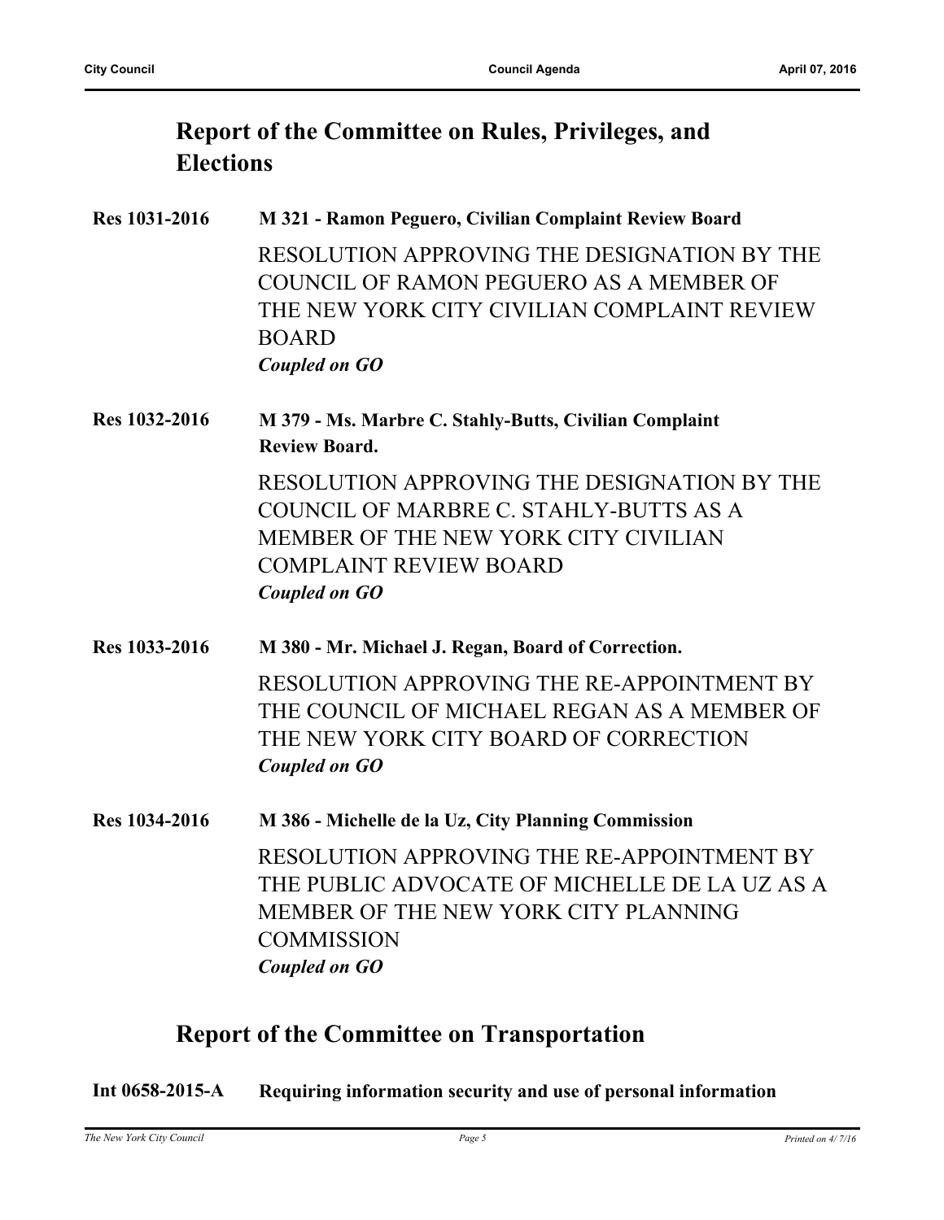## Report of the Committee on Rules, Privileges, and Elections

**Res 1031-2016** **M 321 - Ramon Peguero, Civilian Complaint Review Board**

RESOLUTION APPROVING THE DESIGNATION BY THE COUNCIL OF RAMON PEGUERO AS A MEMBER OF THE NEW YORK CITY CIVILIAN COMPLAINT REVIEW BOARD

***Coupled on GO***

**Res 1032-2016** **M 379 - Ms. Marbre C. Stahly-Butts, Civilian Complaint Review Board.**

RESOLUTION APPROVING THE DESIGNATION BY THE COUNCIL OF MARBRE C. STAHLY-BUTTS AS A MEMBER OF THE NEW YORK CITY CIVILIAN COMPLAINT REVIEW BOARD

***Coupled on GO***

**Res 1033-2016** **M 380 - Mr. Michael J. Regan, Board of Correction.**

RESOLUTION APPROVING THE RE-APPOINTMENT BY THE COUNCIL OF MICHAEL REGAN AS A MEMBER OF THE NEW YORK CITY BOARD OF CORRECTION

***Coupled on GO***

**Res 1034-2016** **M 386 - Michelle de la Uz, City Planning Commission**

RESOLUTION APPROVING THE RE-APPOINTMENT BY THE PUBLIC ADVOCATE OF MICHELLE DE LA UZ AS A MEMBER OF THE NEW YORK CITY PLANNING COMMISSION

***Coupled on GO***

## Report of the Committee on Transportation

**Int 0658-2015-A** **Requiring information security and use of personal information**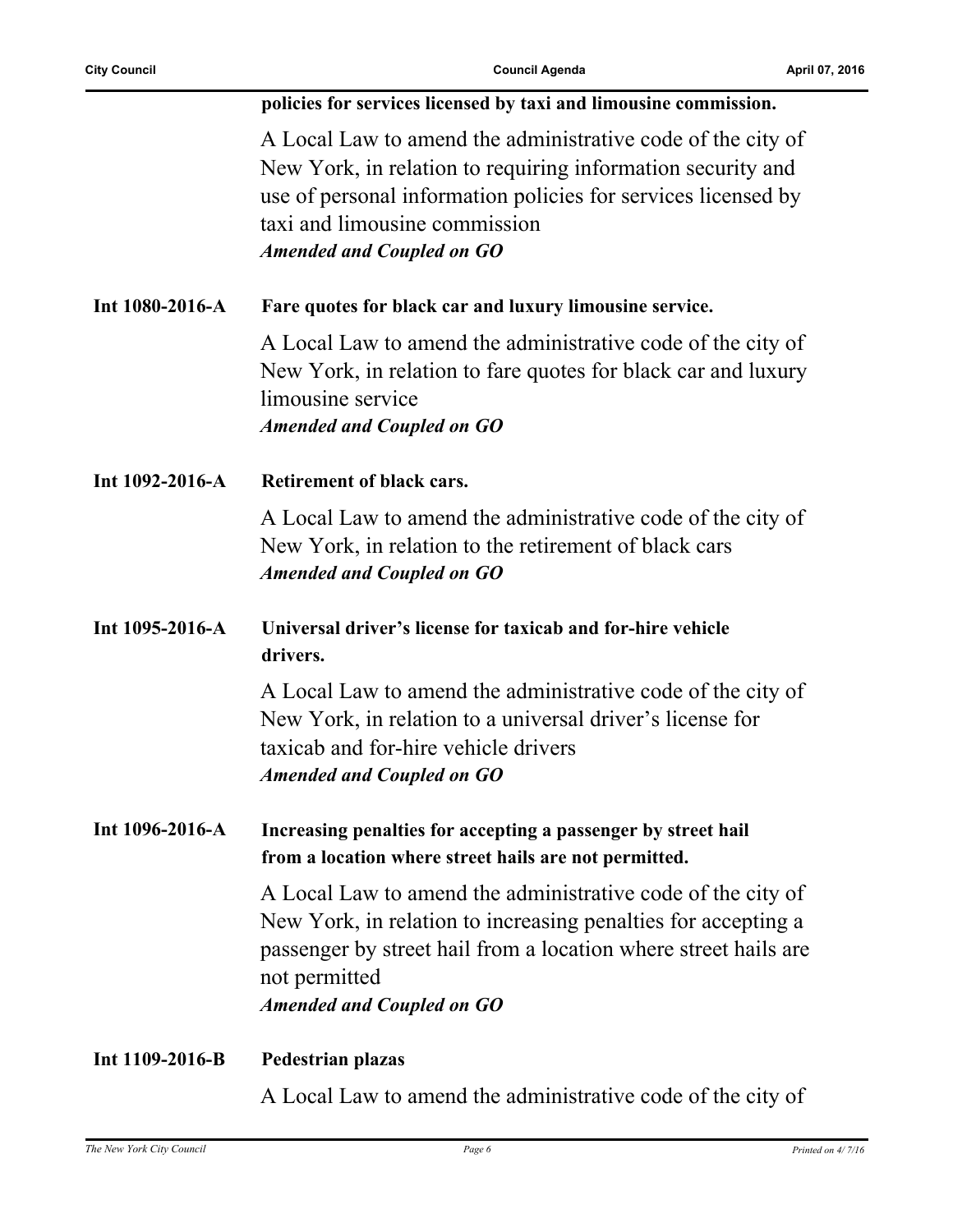**policies for services licensed by taxi and limousine commission.**

A Local Law to amend the administrative code of the city of New York, in relation to requiring information security and use of personal information policies for services licensed by taxi and limousine commission

***Amended and Coupled on GO***

**Int 1080-2016-A** **Fare quotes for black car and luxury limousine service.**

A Local Law to amend the administrative code of the city of New York, in relation to fare quotes for black car and luxury limousine service

***Amended and Coupled on GO***

**Int 1092-2016-A** **Retirement of black cars.**

A Local Law to amend the administrative code of the city of New York, in relation to the retirement of black cars

***Amended and Coupled on GO***

**Int 1095-2016-A** **Universal driver's license for taxicab and for-hire vehicle drivers.**

A Local Law to amend the administrative code of the city of New York, in relation to a universal driver's license for taxicab and for-hire vehicle drivers

***Amended and Coupled on GO***

**Int 1096-2016-A** **Increasing penalties for accepting a passenger by street hail from a location where street hails are not permitted.**

A Local Law to amend the administrative code of the city of New York, in relation to increasing penalties for accepting a passenger by street hail from a location where street hails are not permitted

***Amended and Coupled on GO***

**Int 1109-2016-B** **Pedestrian plazas**

A Local Law to amend the administrative code of the city of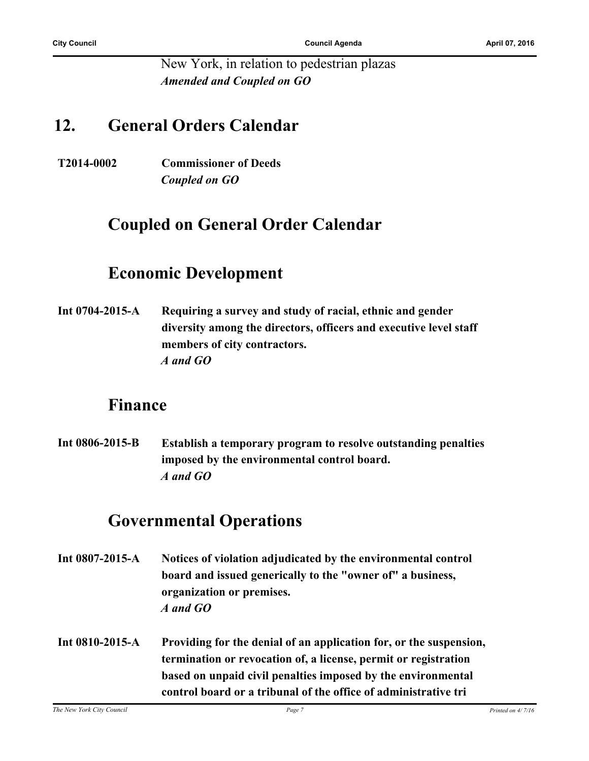New York, in relation to pedestrian plazas
***Amended and Coupled on GO***

## 12. General Orders Calendar

**T2014-0002** **Commissioner of Deeds**
***Coupled on GO***

## Coupled on General Order Calendar

## Economic Development

**Int 0704-2015-A** **Requiring a survey and study of racial, ethnic and gender diversity among the directors, officers and executive level staff members of city contractors.**
***A and GO***

## Finance

**Int 0806-2015-B** **Establish a temporary program to resolve outstanding penalties imposed by the environmental control board.**
***A and GO***

## Governmental Operations

**Int 0807-2015-A** **Notices of violation adjudicated by the environmental control board and issued generically to the "owner of" a business, organization or premises.**
***A and GO***

**Int 0810-2015-A** **Providing for the denial of an application for, or the suspension, termination or revocation of, a license, permit or registration based on unpaid civil penalties imposed by the environmental control board or a tribunal of the office of administrative tri**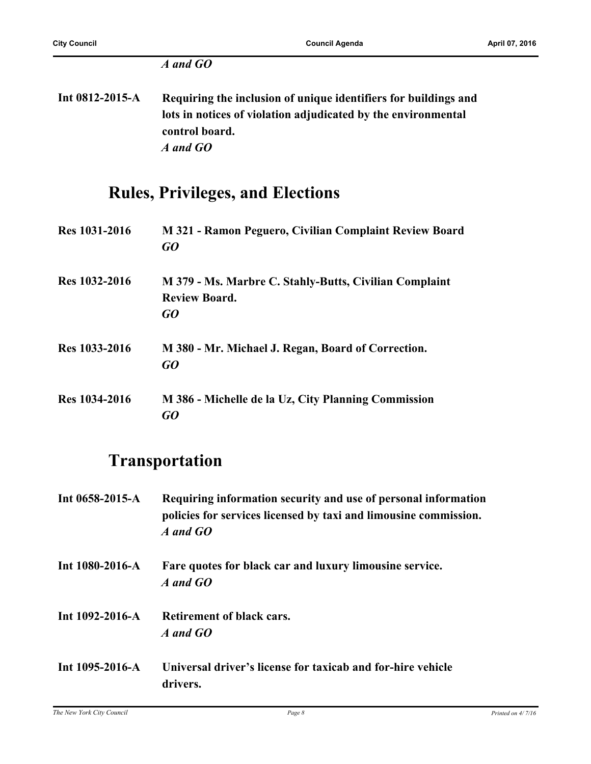*A and GO*

**Int 0812-2015-A** **Requiring the inclusion of unique identifiers for buildings and lots in notices of violation adjudicated by the environmental control board.**
*A and GO*

## Rules, Privileges, and Elections

**Res 1031-2016** **M 321 - Ramon Peguero, Civilian Complaint Review Board**
*GO*

**Res 1032-2016** **M 379 - Ms. Marbre C. Stahly-Butts, Civilian Complaint Review Board.**
*GO*

**Res 1033-2016** **M 380 - Mr. Michael J. Regan, Board of Correction.**
*GO*

**Res 1034-2016** **M 386 - Michelle de la Uz, City Planning Commission**
*GO*

## Transportation

**Int 0658-2015-A** **Requiring information security and use of personal information policies for services licensed by taxi and limousine commission.**
*A and GO*

**Int 1080-2016-A** **Fare quotes for black car and luxury limousine service.**
*A and GO*

**Int 1092-2016-A** **Retirement of black cars.**
*A and GO*

**Int 1095-2016-A** **Universal driver's license for taxicab and for-hire vehicle drivers.**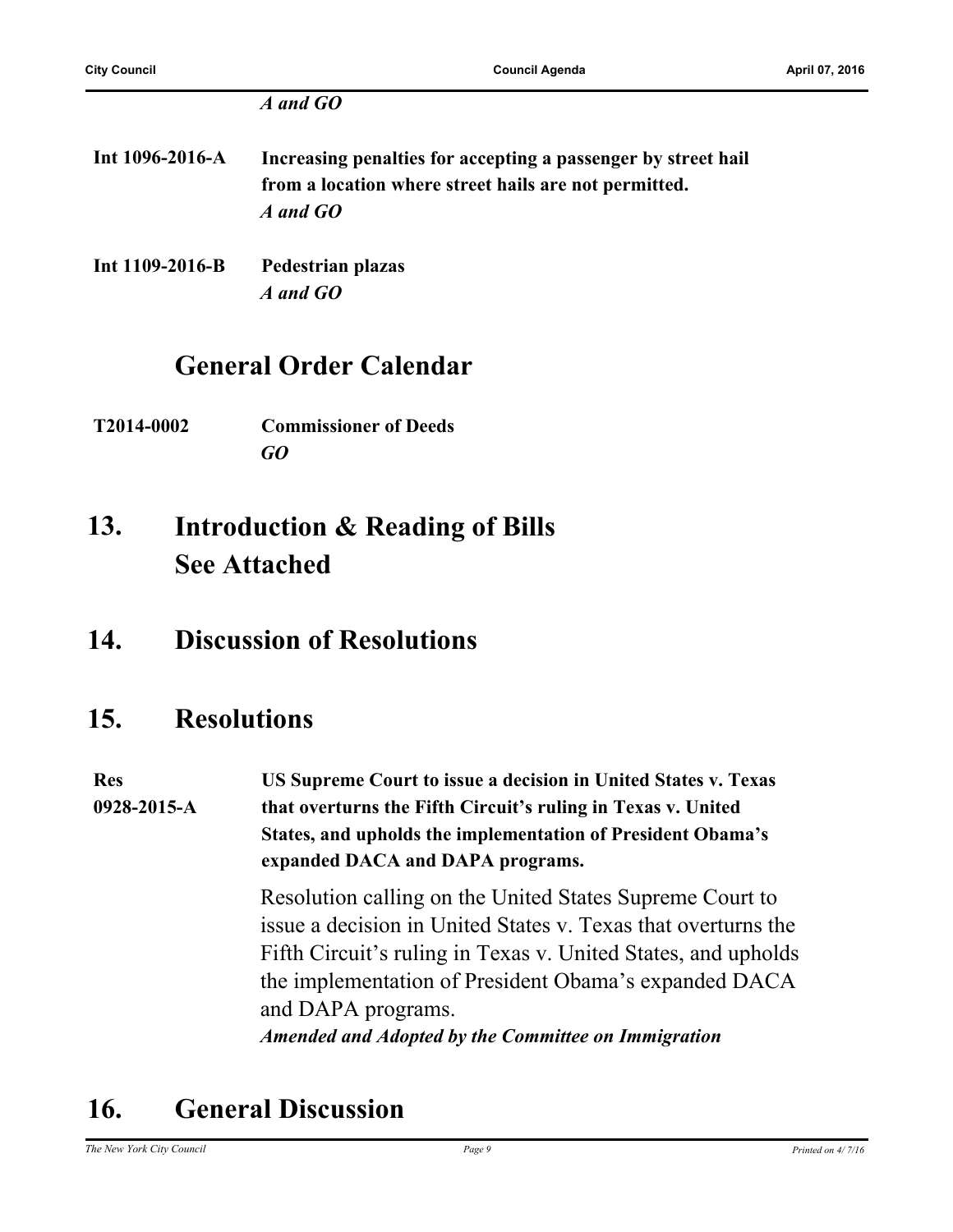*A and GO*

**Int 1096-2016-A** **Increasing penalties for accepting a passenger by street hail from a location where street hails are not permitted.**
*A and GO*

**Int 1109-2016-B** **Pedestrian plazas**
*A and GO*

## General Order Calendar

**T2014-0002** **Commissioner of Deeds**
*GO*

## 13. Introduction & Reading of Bills
## See Attached

## 14. Discussion of Resolutions

## 15. Resolutions

**Res 0928-2015-A** **US Supreme Court to issue a decision in United States v. Texas that overturns the Fifth Circuit's ruling in Texas v. United States, and upholds the implementation of President Obama's expanded DACA and DAPA programs.**

Resolution calling on the United States Supreme Court to issue a decision in United States v. Texas that overturns the Fifth Circuit's ruling in Texas v. United States, and upholds the implementation of President Obama's expanded DACA and DAPA programs.
***Amended and Adopted by the Committee on Immigration***

## 16. General Discussion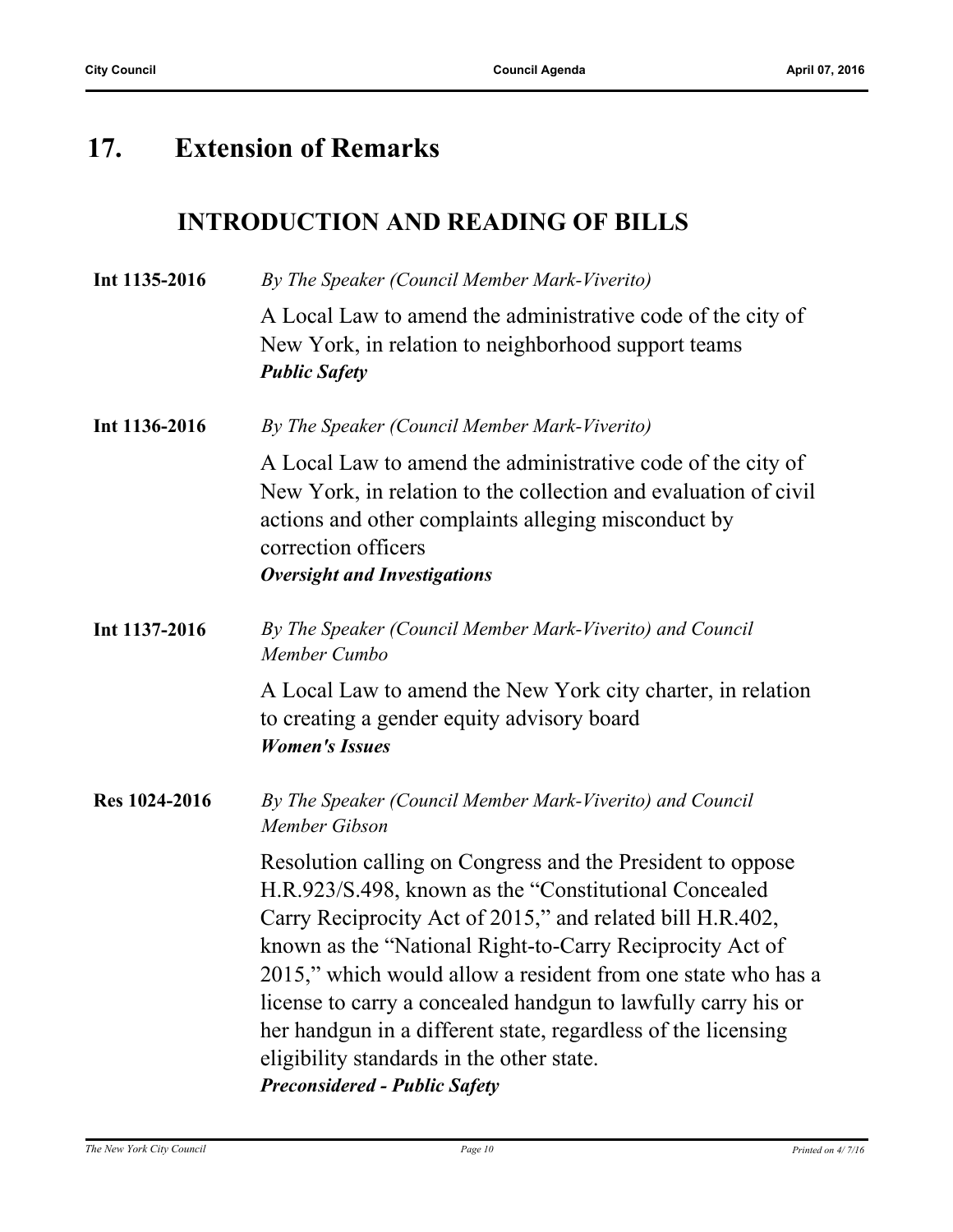# 17. Extension of Remarks

## INTRODUCTION AND READING OF BILLS

**Int 1135-2016** *By The Speaker (Council Member Mark-Viverito)*

A Local Law to amend the administrative code of the city of New York, in relation to neighborhood support teams
***Public Safety***

**Int 1136-2016** *By The Speaker (Council Member Mark-Viverito)*

A Local Law to amend the administrative code of the city of New York, in relation to the collection and evaluation of civil actions and other complaints alleging misconduct by correction officers
***Oversight and Investigations***

**Int 1137-2016** *By The Speaker (Council Member Mark-Viverito) and Council Member Cumbo*

A Local Law to amend the New York city charter, in relation to creating a gender equity advisory board
***Women's Issues***

**Res 1024-2016** *By The Speaker (Council Member Mark-Viverito) and Council Member Gibson*

Resolution calling on Congress and the President to oppose H.R.923/S.498, known as the "Constitutional Concealed Carry Reciprocity Act of 2015," and related bill H.R.402, known as the "National Right-to-Carry Reciprocity Act of 2015," which would allow a resident from one state who has a license to carry a concealed handgun to lawfully carry his or her handgun in a different state, regardless of the licensing eligibility standards in the other state.
***Preconsidered - Public Safety***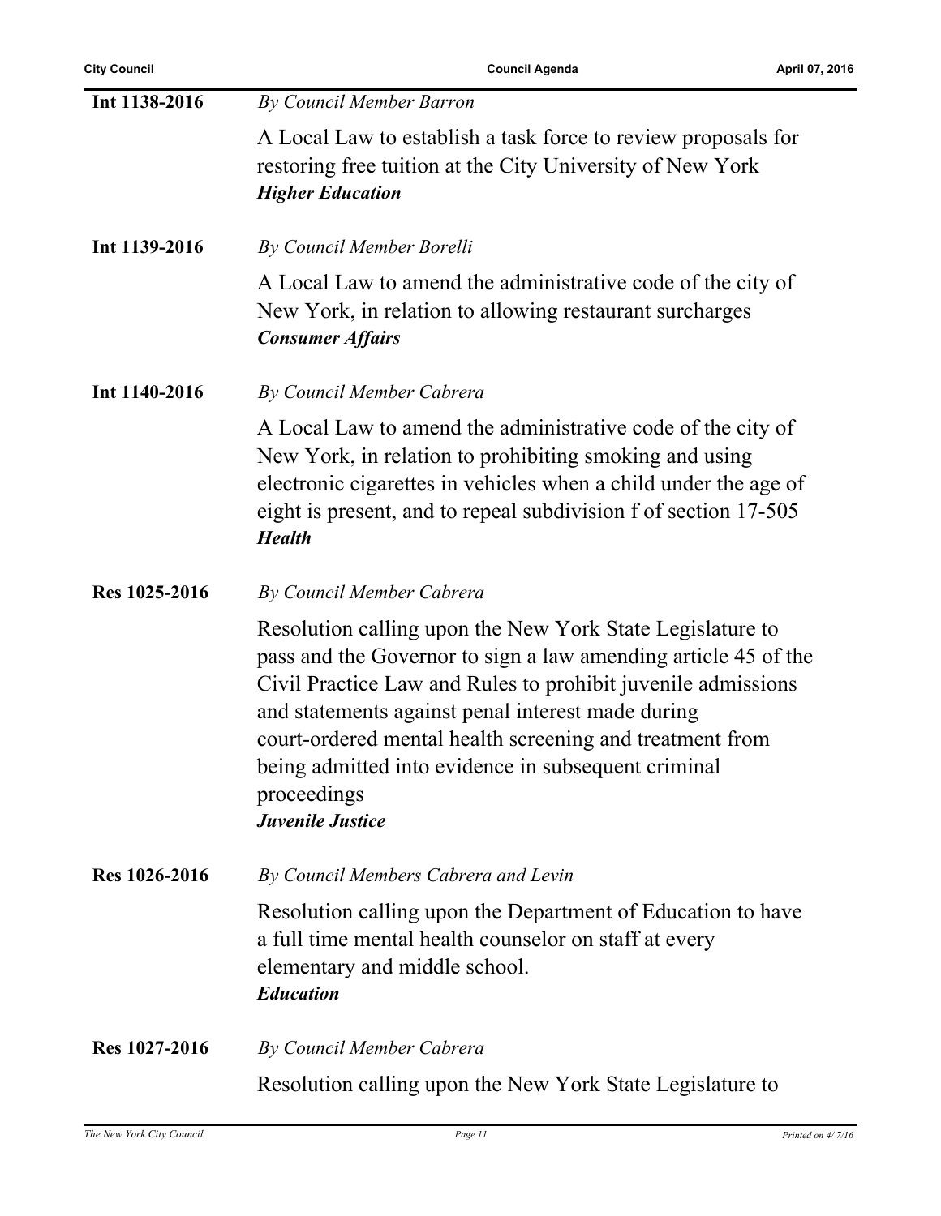**Int 1138-2016** *By Council Member Barron*

A Local Law to establish a task force to review proposals for restoring free tuition at the City University of New York
***Higher Education***

**Int 1139-2016** *By Council Member Borelli*

A Local Law to amend the administrative code of the city of New York, in relation to allowing restaurant surcharges
***Consumer Affairs***

**Int 1140-2016** *By Council Member Cabrera*

A Local Law to amend the administrative code of the city of New York, in relation to prohibiting smoking and using electronic cigarettes in vehicles when a child under the age of eight is present, and to repeal subdivision f of section 17-505
***Health***

**Res 1025-2016** *By Council Member Cabrera*

Resolution calling upon the New York State Legislature to pass and the Governor to sign a law amending article 45 of the Civil Practice Law and Rules to prohibit juvenile admissions and statements against penal interest made during court-ordered mental health screening and treatment from being admitted into evidence in subsequent criminal proceedings
***Juvenile Justice***

**Res 1026-2016** *By Council Members Cabrera and Levin*

Resolution calling upon the Department of Education to have a full time mental health counselor on staff at every elementary and middle school.
***Education***

**Res 1027-2016** *By Council Member Cabrera*

Resolution calling upon the New York State Legislature to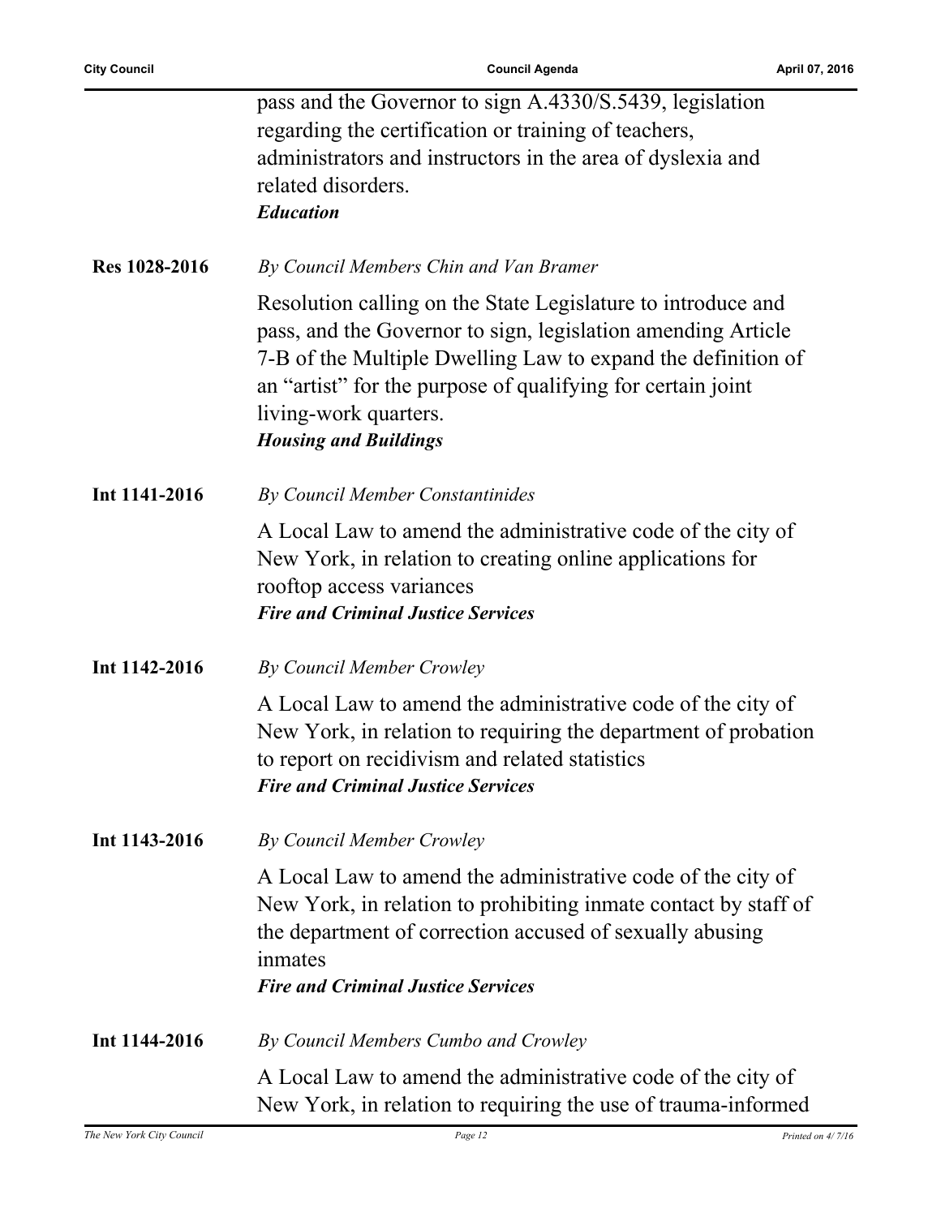pass and the Governor to sign A.4330/S.5439, legislation regarding the certification or training of teachers, administrators and instructors in the area of dyslexia and related disorders.
***Education***

**Res 1028-2016** *By Council Members Chin and Van Bramer*

Resolution calling on the State Legislature to introduce and pass, and the Governor to sign, legislation amending Article 7-B of the Multiple Dwelling Law to expand the definition of an "artist" for the purpose of qualifying for certain joint living-work quarters.
***Housing and Buildings***

**Int 1141-2016** *By Council Member Constantinides*

A Local Law to amend the administrative code of the city of New York, in relation to creating online applications for rooftop access variances
***Fire and Criminal Justice Services***

**Int 1142-2016** *By Council Member Crowley*

A Local Law to amend the administrative code of the city of New York, in relation to requiring the department of probation to report on recidivism and related statistics
***Fire and Criminal Justice Services***

**Int 1143-2016** *By Council Member Crowley*

A Local Law to amend the administrative code of the city of New York, in relation to prohibiting inmate contact by staff of the department of correction accused of sexually abusing inmates
***Fire and Criminal Justice Services***

**Int 1144-2016** *By Council Members Cumbo and Crowley*

A Local Law to amend the administrative code of the city of New York, in relation to requiring the use of trauma-informed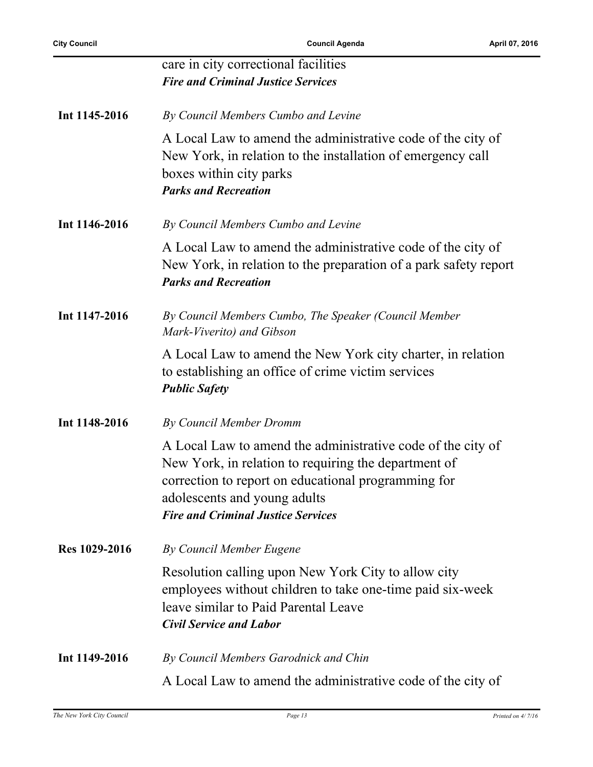care in city correctional facilities
***Fire and Criminal Justice Services***

**Int 1145-2016** *By Council Members Cumbo and Levine*

A Local Law to amend the administrative code of the city of New York, in relation to the installation of emergency call boxes within city parks
***Parks and Recreation***

**Int 1146-2016** *By Council Members Cumbo and Levine*

A Local Law to amend the administrative code of the city of New York, in relation to the preparation of a park safety report
***Parks and Recreation***

**Int 1147-2016** *By Council Members Cumbo, The Speaker (Council Member Mark-Viverito) and Gibson*

A Local Law to amend the New York city charter, in relation to establishing an office of crime victim services
***Public Safety***

**Int 1148-2016** *By Council Member Dromm*

A Local Law to amend the administrative code of the city of New York, in relation to requiring the department of correction to report on educational programming for adolescents and young adults
***Fire and Criminal Justice Services***

**Res 1029-2016** *By Council Member Eugene*

Resolution calling upon New York City to allow city employees without children to take one-time paid six-week leave similar to Paid Parental Leave
***Civil Service and Labor***

**Int 1149-2016** *By Council Members Garodnick and Chin*

A Local Law to amend the administrative code of the city of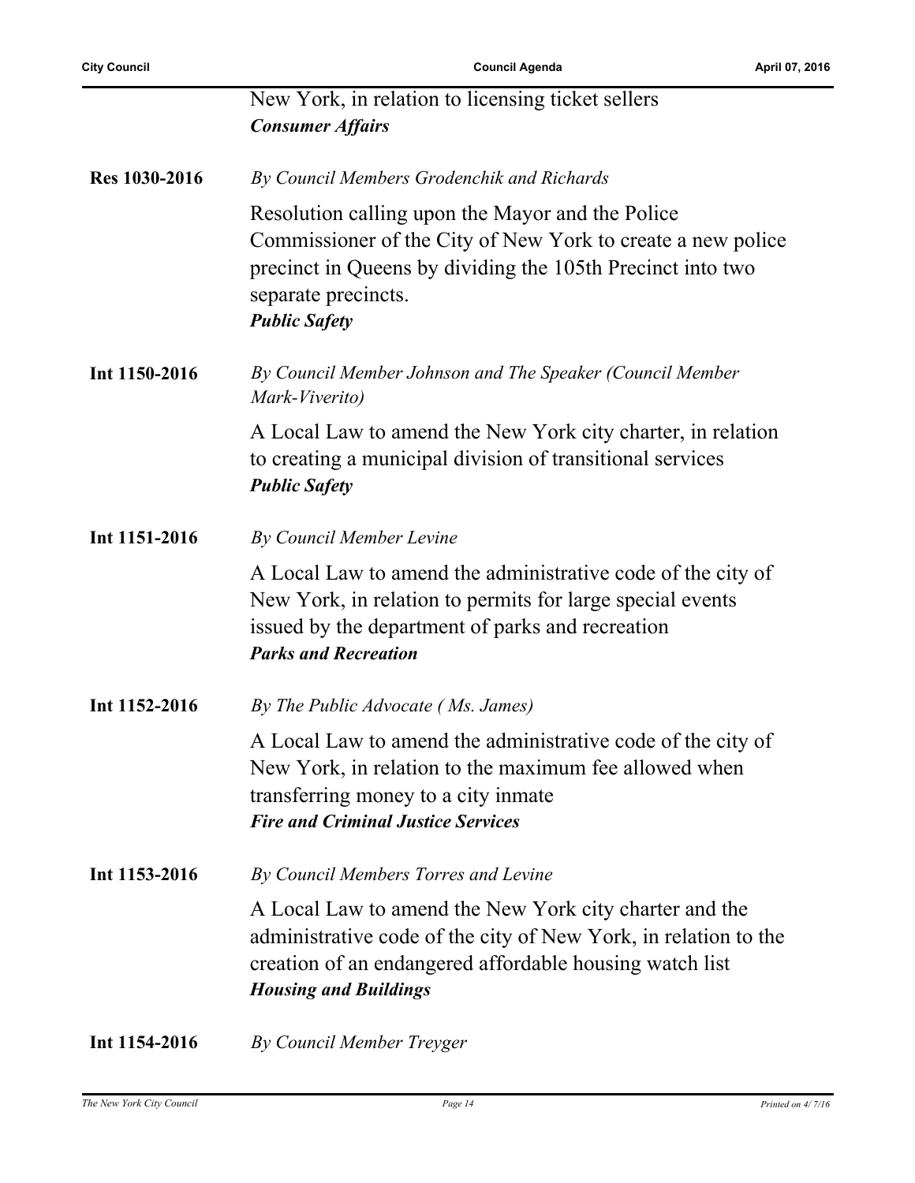New York, in relation to licensing ticket sellers
***Consumer Affairs***

**Res 1030-2016** *By Council Members Grodenchik and Richards*

Resolution calling upon the Mayor and the Police Commissioner of the City of New York to create a new police precinct in Queens by dividing the 105th Precinct into two separate precincts.
***Public Safety***

**Int 1150-2016** *By Council Member Johnson and The Speaker (Council Member Mark-Viverito)*

A Local Law to amend the New York city charter, in relation to creating a municipal division of transitional services
***Public Safety***

**Int 1151-2016** *By Council Member Levine*

A Local Law to amend the administrative code of the city of New York, in relation to permits for large special events issued by the department of parks and recreation
***Parks and Recreation***

**Int 1152-2016** *By The Public Advocate ( Ms. James)*

A Local Law to amend the administrative code of the city of New York, in relation to the maximum fee allowed when transferring money to a city inmate
***Fire and Criminal Justice Services***

**Int 1153-2016** *By Council Members Torres and Levine*

A Local Law to amend the New York city charter and the administrative code of the city of New York, in relation to the creation of an endangered affordable housing watch list
***Housing and Buildings***

**Int 1154-2016** *By Council Member Treyger*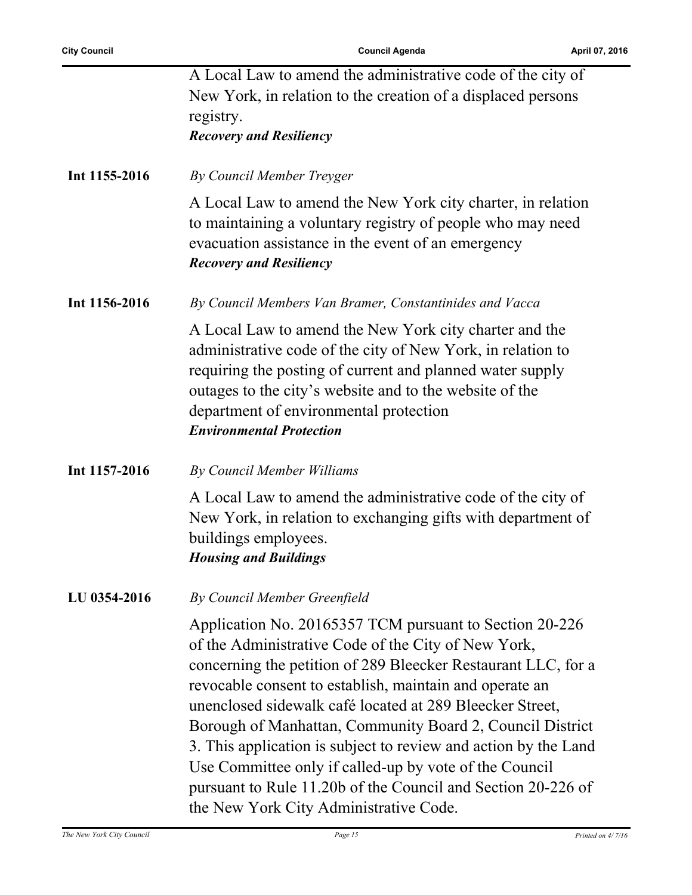A Local Law to amend the administrative code of the city of New York, in relation to the creation of a displaced persons registry.
***Recovery and Resiliency***

**Int 1155-2016** *By Council Member Treyger*

A Local Law to amend the New York city charter, in relation to maintaining a voluntary registry of people who may need evacuation assistance in the event of an emergency
***Recovery and Resiliency***

**Int 1156-2016** *By Council Members Van Bramer, Constantinides and Vacca*

A Local Law to amend the New York city charter and the administrative code of the city of New York, in relation to requiring the posting of current and planned water supply outages to the city's website and to the website of the department of environmental protection
***Environmental Protection***

**Int 1157-2016** *By Council Member Williams*

A Local Law to amend the administrative code of the city of New York, in relation to exchanging gifts with department of buildings employees.
***Housing and Buildings***

**LU 0354-2016** *By Council Member Greenfield*

Application No. 20165357 TCM pursuant to Section 20-226 of the Administrative Code of the City of New York, concerning the petition of 289 Bleecker Restaurant LLC, for a revocable consent to establish, maintain and operate an unenclosed sidewalk café located at 289 Bleecker Street, Borough of Manhattan, Community Board 2, Council District 3. This application is subject to review and action by the Land Use Committee only if called-up by vote of the Council pursuant to Rule 11.20b of the Council and Section 20-226 of the New York City Administrative Code.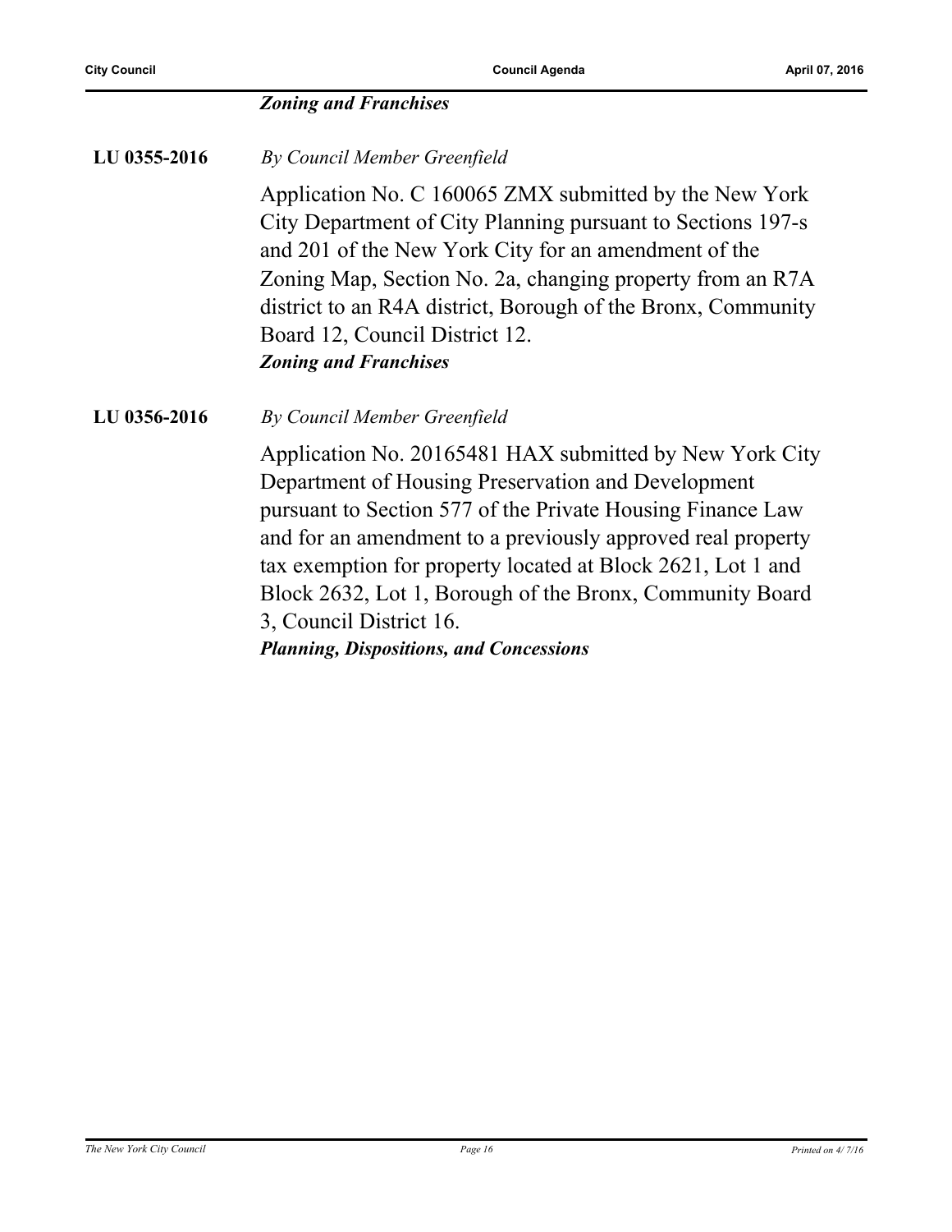***Zoning and Franchises***

**LU 0355-2016** *By Council Member Greenfield*

Application No. C 160065 ZMX submitted by the New York City Department of City Planning pursuant to Sections 197-s and 201 of the New York City for an amendment of the Zoning Map, Section No. 2a, changing property from an R7A district to an R4A district, Borough of the Bronx, Community Board 12, Council District 12.

***Zoning and Franchises***

**LU 0356-2016** *By Council Member Greenfield*

Application No. 20165481 HAX submitted by New York City Department of Housing Preservation and Development pursuant to Section 577 of the Private Housing Finance Law and for an amendment to a previously approved real property tax exemption for property located at Block 2621, Lot 1 and Block 2632, Lot 1, Borough of the Bronx, Community Board 3, Council District 16.

***Planning, Dispositions, and Concessions***